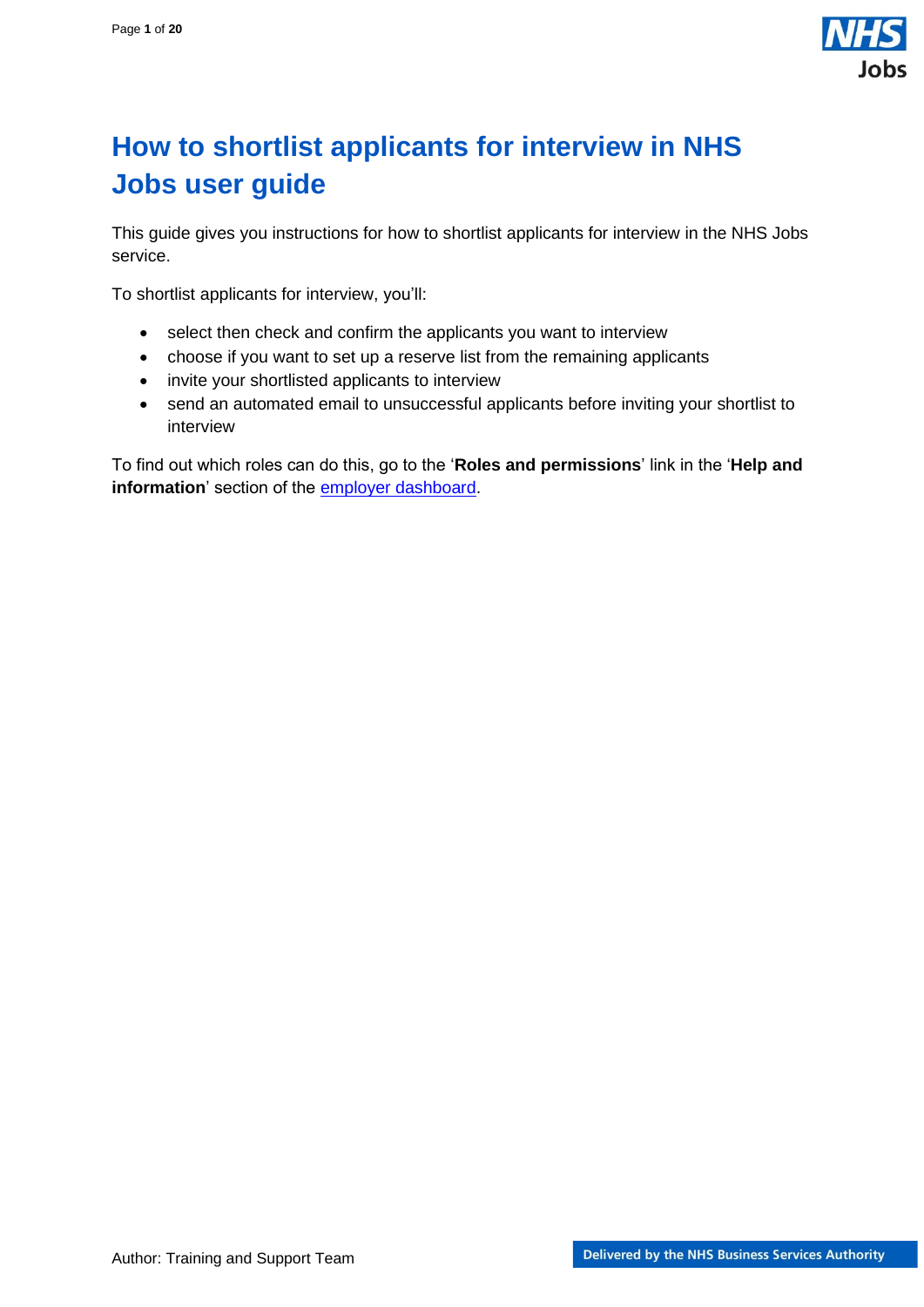# How to shortlist applicants for interview in NHS Jobs user guide

This guide gives you instructions for how to shortlist applicants for interview in the NHS Jobs service.

To shortlist applicants for interview, you'll:

- select then check and confirm the applicants you want to interview
- choose if you want to set up a reserve list from the remaining applicants
- invite your shortlisted applicants to interview
- send an automated email to unsuccessful applicants before inviting your shortlist to interview

To find out which roles can do this, go to the '**Roles and permissions**' link in the '**Help and information**' section of the employer dashboard.

Author: Training and Support Team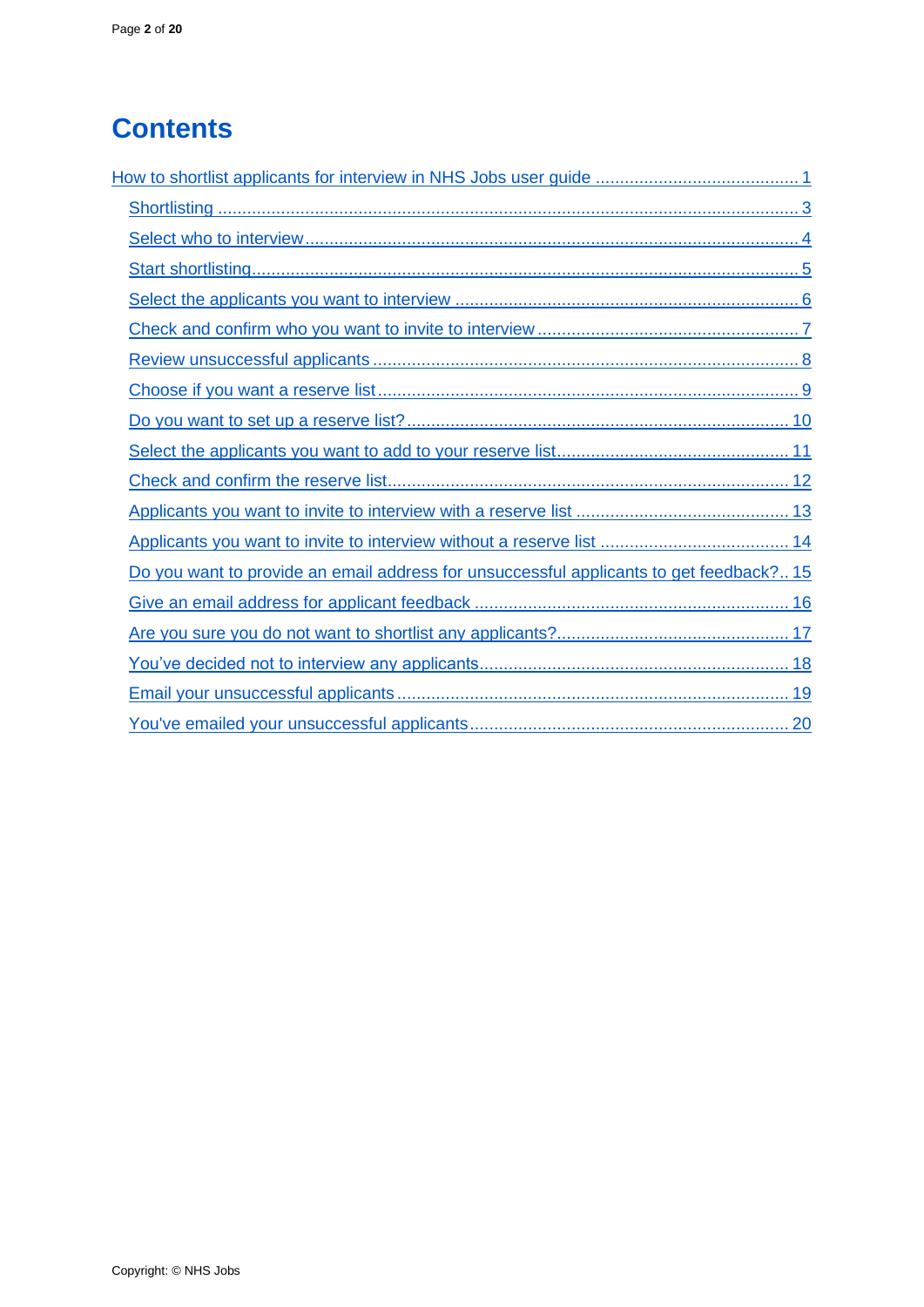# Contents

How to shortlist applicants for interview in NHS Jobs user guide ........................................ 1

- Shortlisting ........................................................................................................................ 3
- Select who to interview ...................................................................................................... 4
- Start shortlisting ................................................................................................................ 5
- Select the applicants you want to interview ...................................................................... 6
- Check and confirm who you want to invite to interview ..................................................... 7
- Review unsuccessful applicants ........................................................................................ 8
- Choose if you want a reserve list ....................................................................................... 9
- Do you want to set up a reserve list? ............................................................................... 10
- Select the applicants you want to add to your reserve list ............................................... 11
- Check and confirm the reserve list ................................................................................... 12
- Applicants you want to invite to interview with a reserve list ............................................ 13
- Applicants you want to invite to interview without a reserve list ....................................... 14
- Do you want to provide an email address for unsuccessful applicants to get feedback? .. 15
- Give an email address for applicant feedback ................................................................. 16
- Are you sure you do not want to shortlist any applicants? ................................................ 17
- You've decided not to interview any applicants ................................................................ 18
- Email your unsuccessful applicants ................................................................................. 19
- You've emailed your unsuccessful applicants .................................................................. 20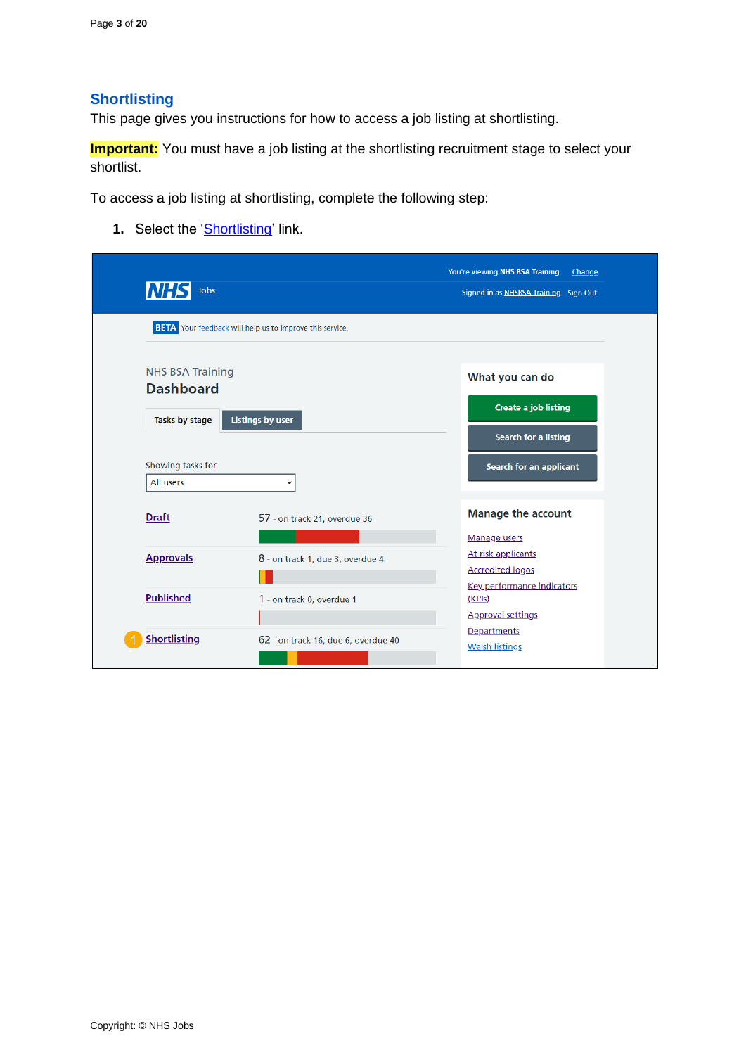## Shortlisting

This page gives you instructions for how to access a job listing at shortlisting.

**Important:** You must have a job listing at the shortlisting recruitment stage to select your shortlist.

To access a job listing at shortlisting, complete the following step:

1. Select the 'Shortlisting' link.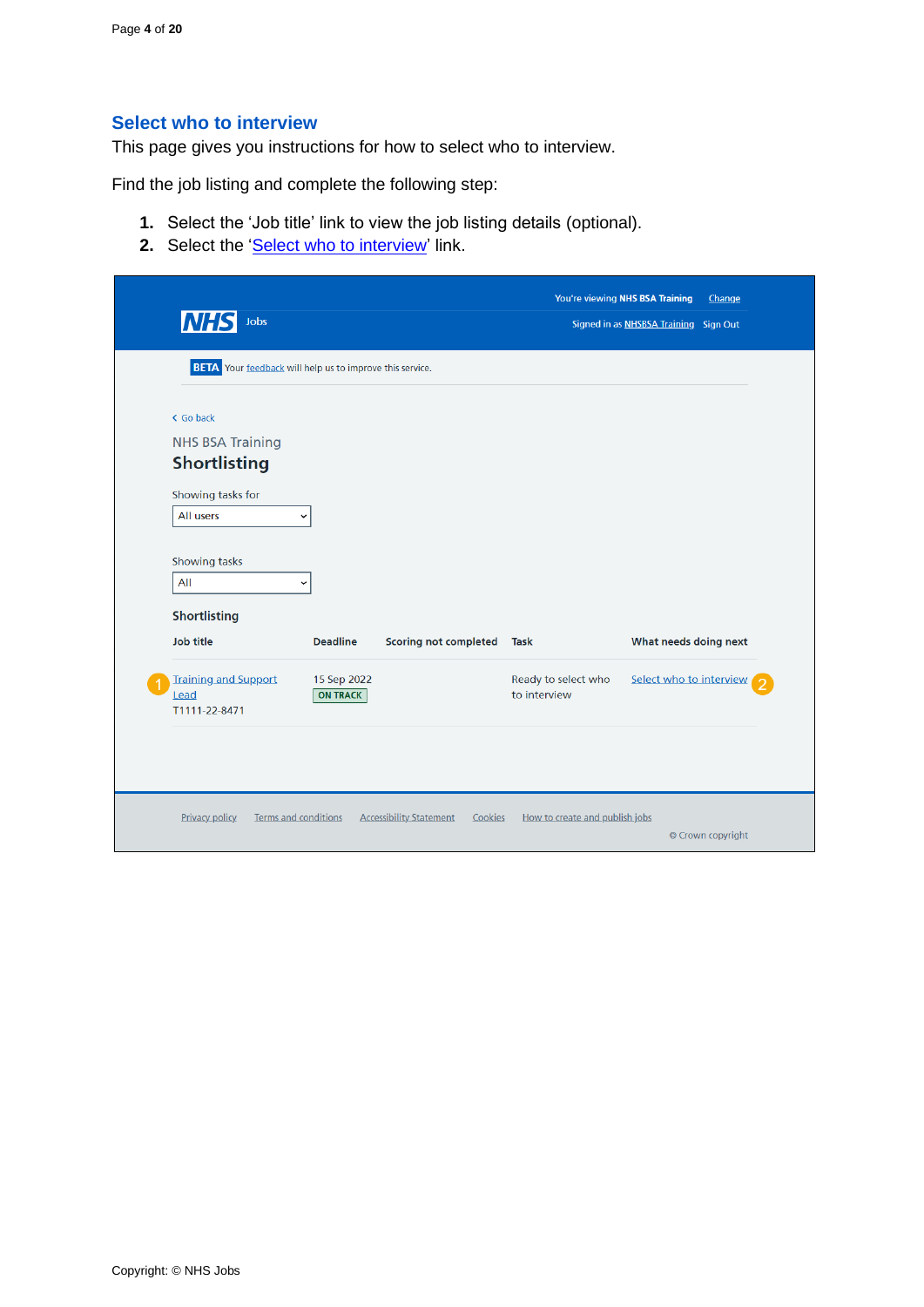## Select who to interview

This page gives you instructions for how to select who to interview.

Find the job listing and complete the following step:

1. Select the 'Job title' link to view the job listing details (optional).
2. Select the 'Select who to interview' link.

You're viewing NHS BSA Training Change

NHS Jobs

Signed in as NHSBSA Training Sign Out

BETA Your feedback will help us to improve this service.

Go back

NHS BSA Training

**Shortlisting**

Showing tasks for

All users

Showing tasks

All

**Shortlisting**

| Job title | Deadline | Scoring not completed | Task | What needs doing next |
|---|---|---|---|---|
| Training and Support Lead T1111-22-8471 | 15 Sep 2022 ON TRACK | | Ready to select who to interview | Select who to interview |

Privacy policy Terms and conditions Accessibility Statement Cookies How to create and publish jobs

© Crown copyright

Copyright: © NHS Jobs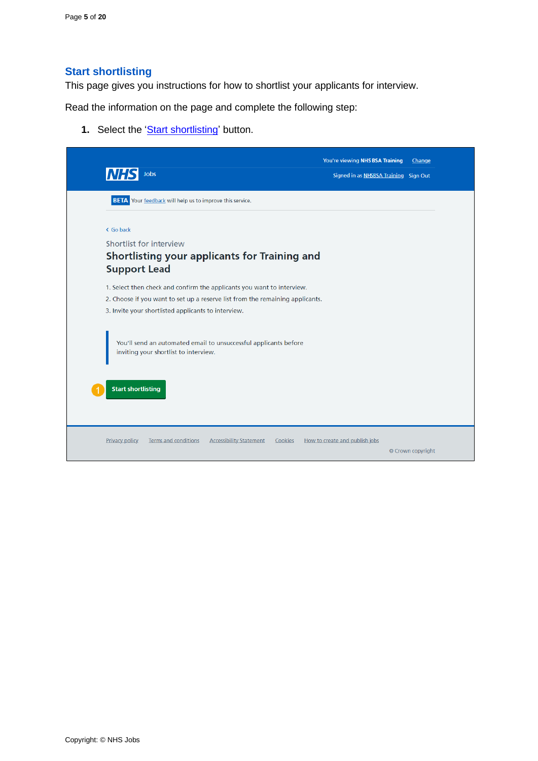## Start shortlisting

This page gives you instructions for how to shortlist your applicants for interview.

Read the information on the page and complete the following step:

1. Select the 'Start shortlisting' button.

You're viewing NHS BSA Training Change

NHS Jobs

Signed in as NHSBSA Training Sign Out

BETA Your feedback will help us to improve this service.

Go back

Shortlist for interview

Shortlisting your applicants for Training and Support Lead

1. Select then check and confirm the applicants you want to interview.
2. Choose if you want to set up a reserve list from the remaining applicants.
3. Invite your shortlisted applicants to interview.

You'll send an automated email to unsuccessful applicants before inviting your shortlist to interview.

1 Start shortlisting

Privacy policy Terms and conditions Accessibility Statement Cookies How to create and publish jobs

© Crown copyright

Copyright: © NHS Jobs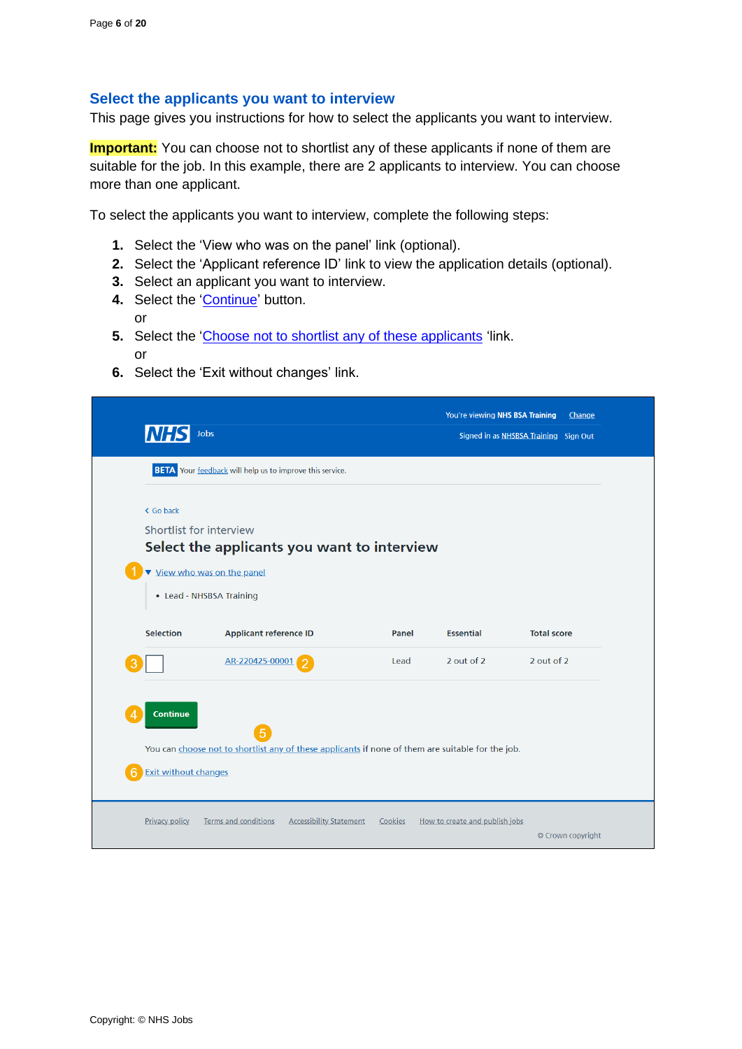## Select the applicants you want to interview

This page gives you instructions for how to select the applicants you want to interview.

**Important:** You can choose not to shortlist any of these applicants if none of them are suitable for the job. In this example, there are 2 applicants to interview. You can choose more than one applicant.

To select the applicants you want to interview, complete the following steps:

1. Select the 'View who was on the panel' link (optional).
2. Select the 'Applicant reference ID' link to view the application details (optional).
3. Select an applicant you want to interview.
4. Select the 'Continue' button.
   or
5. Select the 'Choose not to shortlist any of these applicants 'link.
   or
6. Select the 'Exit without changes' link.

You're viewing **NHS BSA Training** Change

NHS Jobs

Signed in as NHSBSA Training Sign Out

BETA Your feedback will help us to improve this service.

Go back

Shortlist for interview

### Select the applicants you want to interview

1 View who was on the panel

- Lead - NHSBSA Training

| Selection | Applicant reference ID | Panel | Essential | Total score |
|---|---|---|---|---|
| 3 ☐ | AR-220425-00001 2 | Lead | 2 out of 2 | 2 out of 2 |

4 Continue

5 You can choose not to shortlist any of these applicants if none of them are suitable for the job.

6 Exit without changes

Privacy policy Terms and conditions Accessibility Statement Cookies How to create and publish jobs

© Crown copyright

Copyright: © NHS Jobs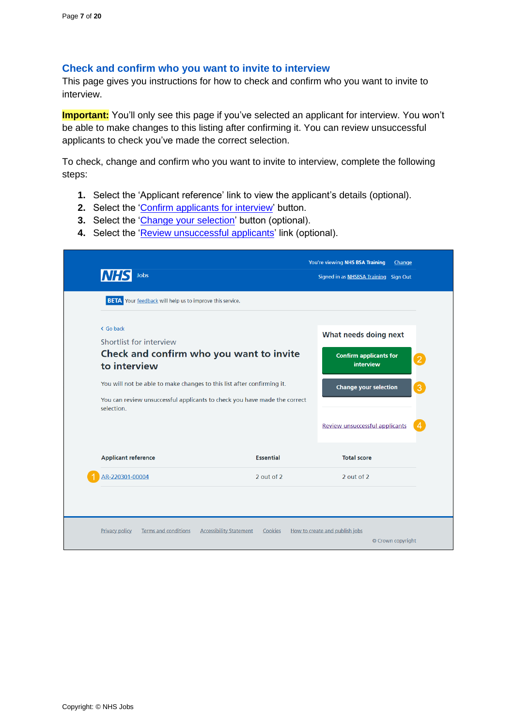## Check and confirm who you want to invite to interview

This page gives you instructions for how to check and confirm who you want to invite to interview.

**Important:** You'll only see this page if you've selected an applicant for interview. You won't be able to make changes to this listing after confirming it. You can review unsuccessful applicants to check you've made the correct selection.

To check, change and confirm who you want to invite to interview, complete the following steps:

1. Select the 'Applicant reference' link to view the applicant's details (optional).
2. Select the 'Confirm applicants for interview' button.
3. Select the 'Change your selection' button (optional).
4. Select the 'Review unsuccessful applicants' link (optional).

You're viewing NHS BSA Training Change

NHS Jobs

Signed in as NHSBSA Training Sign Out

BETA Your feedback will help us to improve this service.

‹ Go back

Shortlist for interview

### Check and confirm who you want to invite to interview

You will not be able to make changes to this list after confirming it.

You can review unsuccessful applicants to check you have made the correct selection.

What needs doing next

Confirm applicants for interview (2)

Change your selection (3)

Review unsuccessful applicants (4)

| Applicant reference | Essential | Total score |
|---|---|---|
| (1) AR-220301-00004 | 2 out of 2 | 2 out of 2 |

Privacy policy Terms and conditions Accessibility Statement Cookies How to create and publish jobs

© Crown copyright

Copyright: © NHS Jobs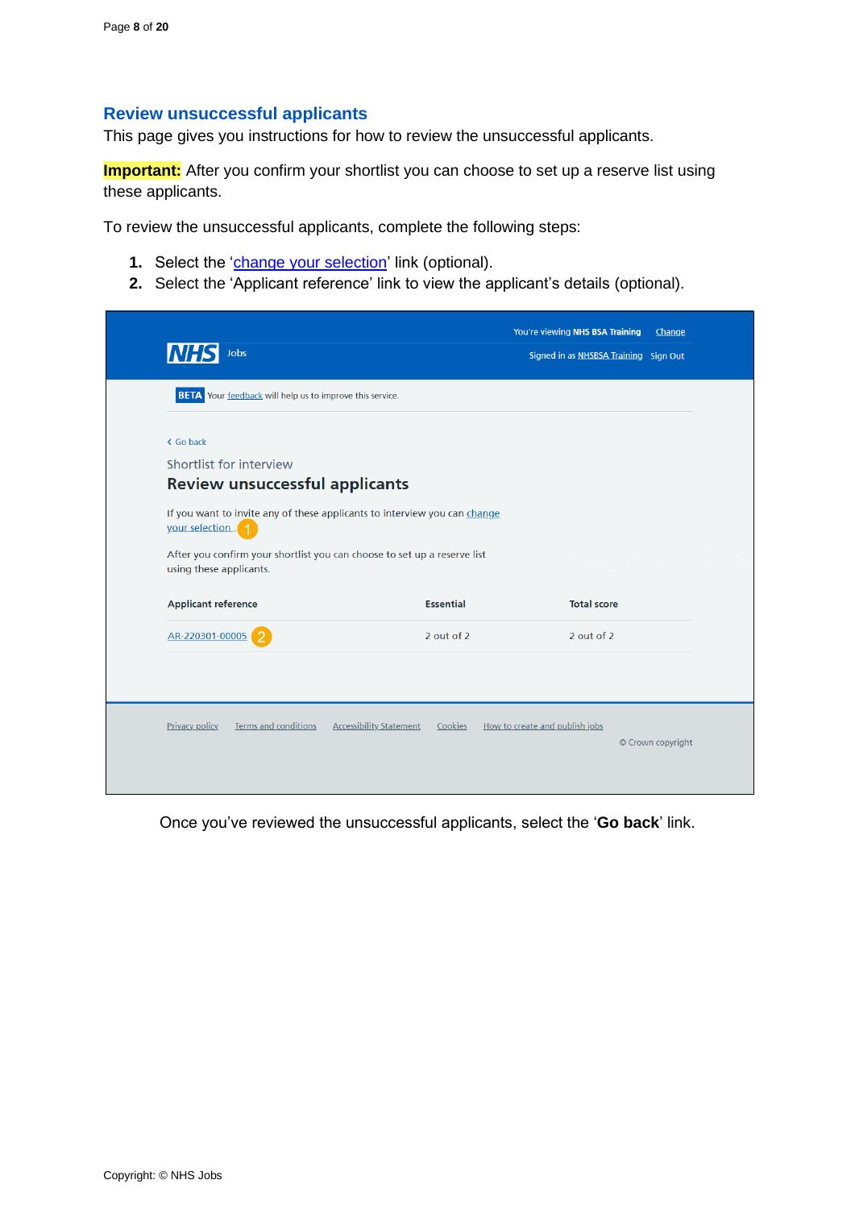## Review unsuccessful applicants

This page gives you instructions for how to review the unsuccessful applicants.

**Important:** After you confirm your shortlist you can choose to set up a reserve list using these applicants.

To review the unsuccessful applicants, complete the following steps:

1. Select the 'change your selection' link (optional).
2. Select the 'Applicant reference' link to view the applicant's details (optional).

You're viewing NHS BSA Training Change

NHS Jobs

Signed in as NHSBSA Training Sign Out

BETA Your feedback will help us to improve this service.

Go back

Shortlist for interview

**Review unsuccessful applicants**

If you want to invite any of these applicants to interview you can change your selection. 1

After you confirm your shortlist you can choose to set up a reserve list using these applicants.

| Applicant reference | Essential | Total score |
|---|---|---|
| AR-220301-00005 2 | 2 out of 2 | 2 out of 2 |

Privacy policy Terms and conditions Accessibility Statement Cookies How to create and publish jobs

© Crown copyright

Once you've reviewed the unsuccessful applicants, select the '**Go back**' link.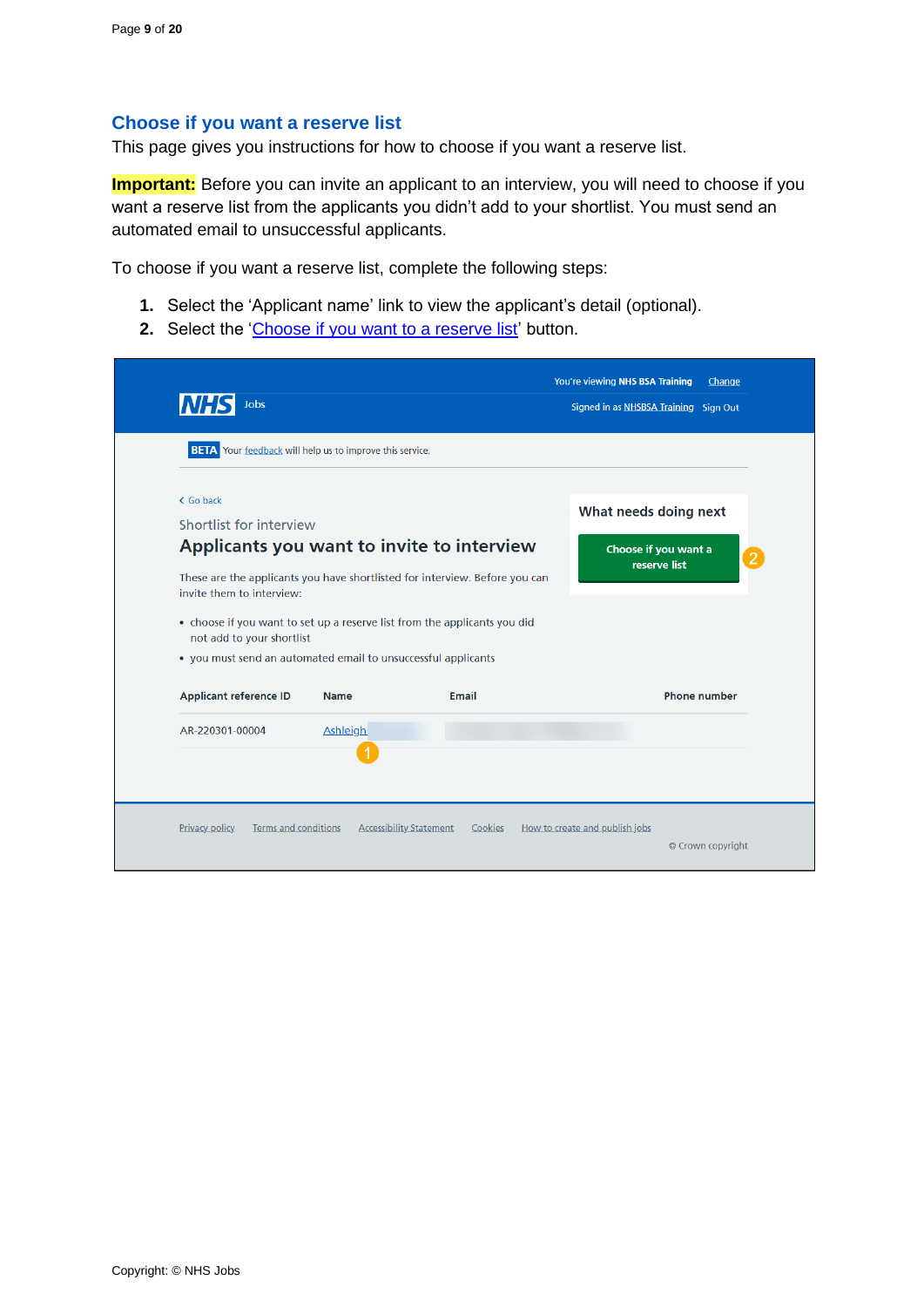## Choose if you want a reserve list

This page gives you instructions for how to choose if you want a reserve list.

**Important:** Before you can invite an applicant to an interview, you will need to choose if you want a reserve list from the applicants you didn't add to your shortlist. You must send an automated email to unsuccessful applicants.

To choose if you want a reserve list, complete the following steps:

1. Select the 'Applicant name' link to view the applicant's detail (optional).
2. Select the 'Choose if you want to a reserve list' button.

You're viewing **NHS BSA Training** Change

NHS Jobs

Signed in as NHSBSA Training Sign Out

BETA Your feedback will help us to improve this service.

Go back

Shortlist for interview

**Applicants you want to invite to interview**

These are the applicants you have shortlisted for interview. Before you can invite them to interview:

- choose if you want to set up a reserve list from the applicants you did not add to your shortlist
- you must send an automated email to unsuccessful applicants

| Applicant reference ID | Name | Email | Phone number |
|---|---|---|---|
| AR-220301-00004 | Ashleigh | | |

**What needs doing next**

Choose if you want a reserve list

Privacy policy Terms and conditions Accessibility Statement Cookies How to create and publish jobs

© Crown copyright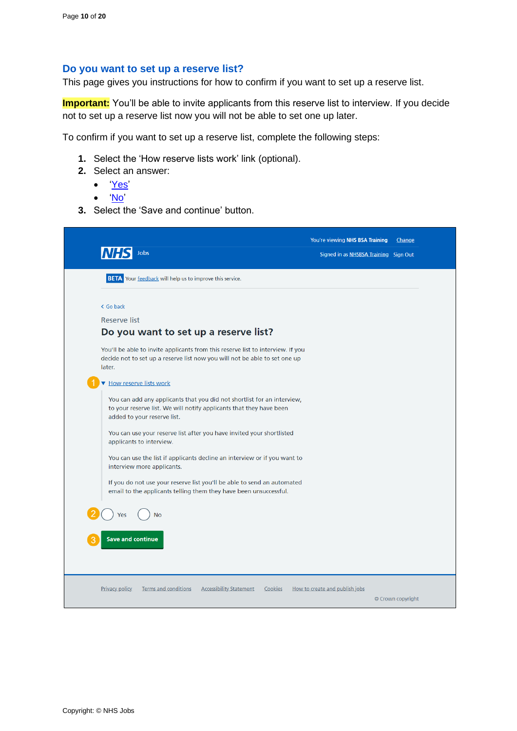## Do you want to set up a reserve list?

This page gives you instructions for how to confirm if you want to set up a reserve list.

**Important:** You'll be able to invite applicants from this reserve list to interview. If you decide not to set up a reserve list now you will not be able to set one up later.

To confirm if you want to set up a reserve list, complete the following steps:

1. Select the 'How reserve lists work' link (optional).
2. Select an answer:
   - 'Yes'
   - 'No'
3. Select the 'Save and continue' button.

You're viewing NHS BSA Training Change

NHS Jobs

Signed in as NHSBSA Training Sign Out

BETA Your feedback will help us to improve this service.

< Go back

Reserve list

### Do you want to set up a reserve list?

You'll be able to invite applicants from this reserve list to interview. If you decide not to set up a reserve list now you will not be able to set one up later.

1 ▼ How reserve lists work

You can add any applicants that you did not shortlist for an interview, to your reserve list. We will notify applicants that they have been added to your reserve list.

You can use your reserve list after you have invited your shortlisted applicants to interview.

You can use the list if applicants decline an interview or if you want to interview more applicants.

If you do not use your reserve list you'll be able to send an automated email to the applicants telling them they have been unsuccessful.

2 Yes No

3 Save and continue

Privacy policy Terms and conditions Accessibility Statement Cookies How to create and publish jobs

© Crown copyright

Copyright: © NHS Jobs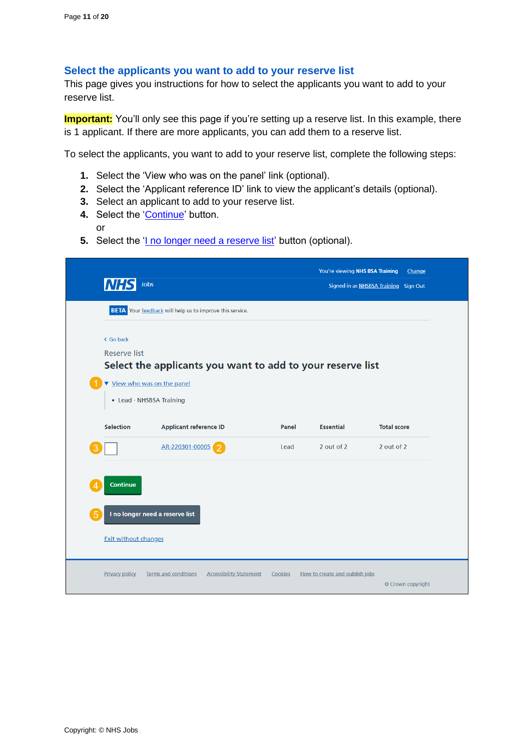## Select the applicants you want to add to your reserve list

This page gives you instructions for how to select the applicants you want to add to your reserve list.

**Important:** You'll only see this page if you're setting up a reserve list. In this example, there is 1 applicant. If there are more applicants, you can add them to a reserve list.

To select the applicants, you want to add to your reserve list, complete the following steps:

1. Select the 'View who was on the panel' link (optional).
2. Select the 'Applicant reference ID' link to view the applicant's details (optional).
3. Select an applicant to add to your reserve list.
4. Select the 'Continue' button.
   or
5. Select the 'I no longer need a reserve list' button (optional).

You're viewing NHS BSA Training Change

NHS Jobs

Signed in as NHSBSA Training Sign Out

BETA Your feedback will help us to improve this service.

Go back

Reserve list

Select the applicants you want to add to your reserve list

1 View who was on the panel

- Lead - NHSBSA Training

| Selection | Applicant reference ID | Panel | Essential | Total score |
|---|---|---|---|---|
| 3 ☐ | AR-220301-00005 2 | Lead | 2 out of 2 | 2 out of 2 |

4 Continue

5 I no longer need a reserve list

Exit without changes

Privacy policy Terms and conditions Accessibility Statement Cookies How to create and publish jobs

© Crown copyright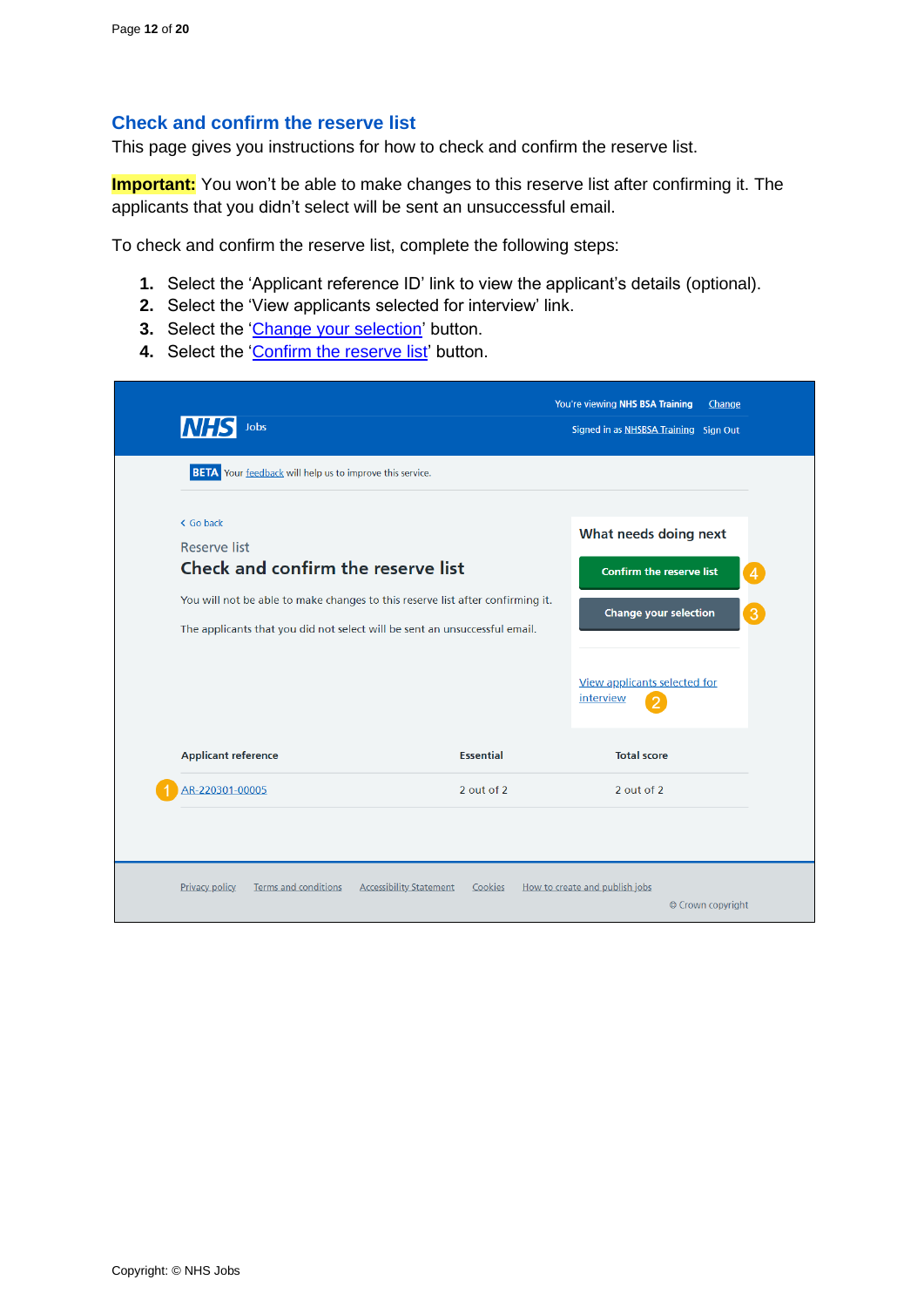## Check and confirm the reserve list

This page gives you instructions for how to check and confirm the reserve list.

**Important:** You won't be able to make changes to this reserve list after confirming it. The applicants that you didn't select will be sent an unsuccessful email.

To check and confirm the reserve list, complete the following steps:

1. Select the 'Applicant reference ID' link to view the applicant's details (optional).
2. Select the 'View applicants selected for interview' link.
3. Select the 'Change your selection' button.
4. Select the 'Confirm the reserve list' button.

You're viewing NHS BSA Training Change

NHS Jobs

Signed in as NHSBSA Training Sign Out

BETA Your feedback will help us to improve this service.

‹ Go back

Reserve list

Check and confirm the reserve list

You will not be able to make changes to this reserve list after confirming it.

The applicants that you did not select will be sent an unsuccessful email.

What needs doing next

Confirm the reserve list 4

Change your selection 3

View applicants selected for interview 2

| Applicant reference | Essential | Total score |
|---|---|---|
| 1 AR-220301-00005 | 2 out of 2 | 2 out of 2 |

Privacy policy Terms and conditions Accessibility Statement Cookies How to create and publish jobs

© Crown copyright

Copyright: © NHS Jobs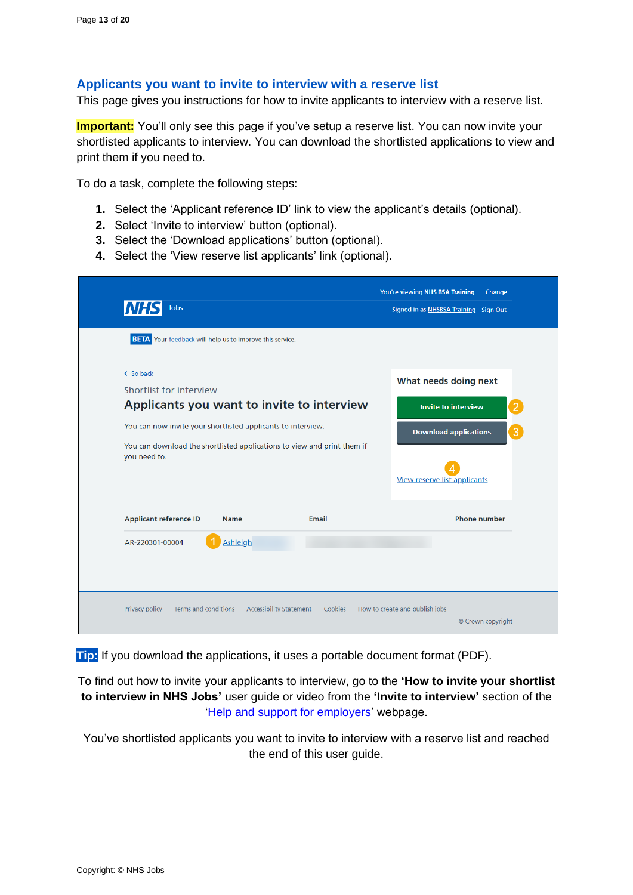## Applicants you want to invite to interview with a reserve list

This page gives you instructions for how to invite applicants to interview with a reserve list.

**Important:** You'll only see this page if you've setup a reserve list. You can now invite your shortlisted applicants to interview. You can download the shortlisted applications to view and print them if you need to.

To do a task, complete the following steps:

1. Select the 'Applicant reference ID' link to view the applicant's details (optional).
2. Select 'Invite to interview' button (optional).
3. Select the 'Download applications' button (optional).
4. Select the 'View reserve list applicants' link (optional).

You're viewing NHS BSA Training Change

NHS Jobs

Signed in as NHSBSA Training Sign Out

BETA Your feedback will help us to improve this service.

Go back

Shortlist for interview

Applicants you want to invite to interview

You can now invite your shortlisted applicants to interview.

You can download the shortlisted applications to view and print them if you need to.

What needs doing next

Invite to interview 2

Download applications 3

4

View reserve list applicants

| Applicant reference ID | Name | Email | Phone number |
|---|---|---|---|
| AR-220301-00004 | 1 Ashleigh | | |

Privacy policy Terms and conditions Accessibility Statement Cookies How to create and publish jobs

© Crown copyright

**Tip:** If you download the applications, it uses a portable document format (PDF).

To find out how to invite your applicants to interview, go to the **'How to invite your shortlist to interview in NHS Jobs'** user guide or video from the **'Invite to interview'** section of the 'Help and support for employers' webpage.

You've shortlisted applicants you want to invite to interview with a reserve list and reached the end of this user guide.

Copyright: © NHS Jobs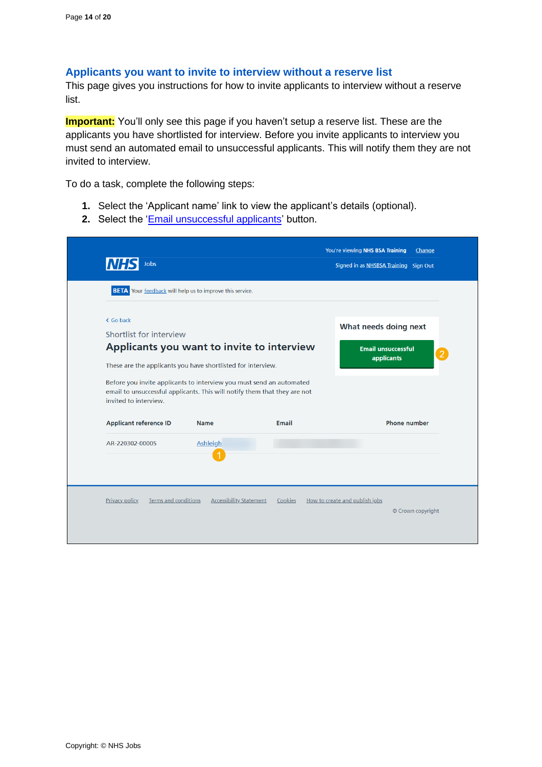## Applicants you want to invite to interview without a reserve list

This page gives you instructions for how to invite applicants to interview without a reserve list.

**Important:** You'll only see this page if you haven't setup a reserve list. These are the applicants you have shortlisted for interview. Before you invite applicants to interview you must send an automated email to unsuccessful applicants. This will notify them they are not invited to interview.

To do a task, complete the following steps:

1. Select the 'Applicant name' link to view the applicant's details (optional).
2. Select the 'Email unsuccessful applicants' button.

You're viewing NHS BSA Training Change

NHS Jobs

Signed in as NHSBSA Training Sign Out

BETA Your feedback will help us to improve this service.

Go back

Shortlist for interview

### Applicants you want to invite to interview

These are the applicants you have shortlisted for interview.

Before you invite applicants to interview you must send an automated email to unsuccessful applicants. This will notify them that they are not invited to interview.

What needs doing next

Email unsuccessful applicants

| Applicant reference ID | Name | Email | Phone number |
|---|---|---|---|
| AR-220302-00005 | Ashleigh | | |

Privacy policy Terms and conditions Accessibility Statement Cookies How to create and publish jobs

© Crown copyright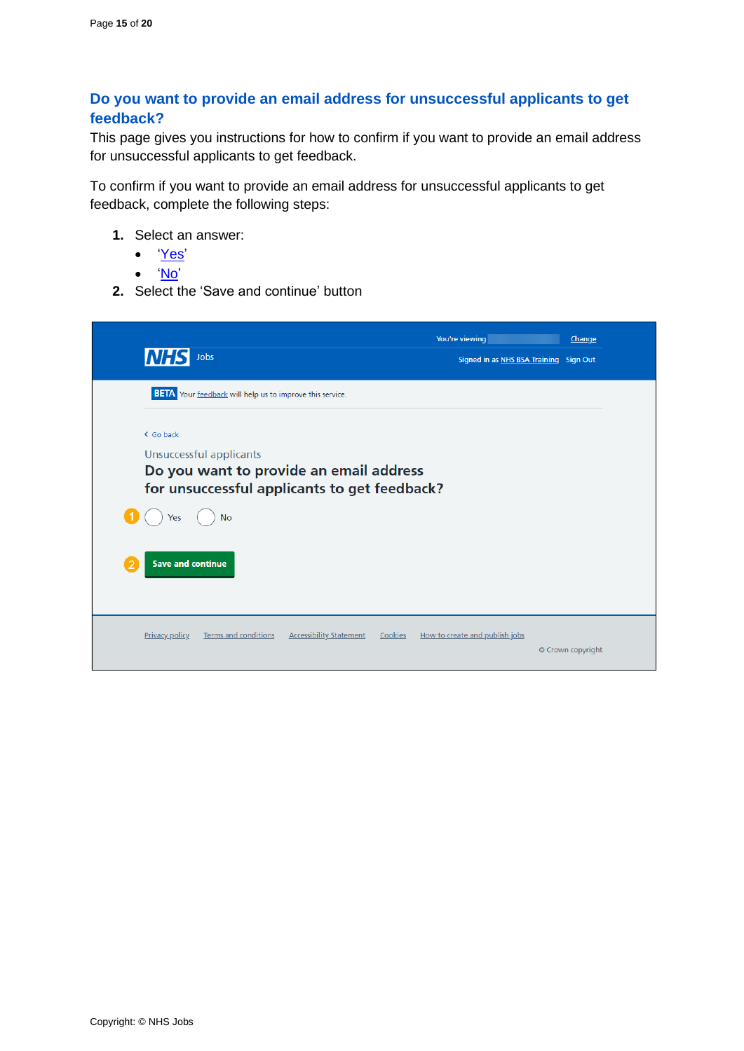## Do you want to provide an email address for unsuccessful applicants to get feedback?

This page gives you instructions for how to confirm if you want to provide an email address for unsuccessful applicants to get feedback.

To confirm if you want to provide an email address for unsuccessful applicants to get feedback, complete the following steps:

1. Select an answer:
   - 'Yes'
   - 'No'
2. Select the 'Save and continue' button

You're viewing Change

NHS Jobs

Signed in as NHS BSA Training Sign Out

BETA Your feedback will help us to improve this service.

Go back

Unsuccessful applicants

Do you want to provide an email address for unsuccessful applicants to get feedback?

1 Yes No

2 Save and continue

Privacy policy Terms and conditions Accessibility Statement Cookies How to create and publish jobs

© Crown copyright

Copyright: © NHS Jobs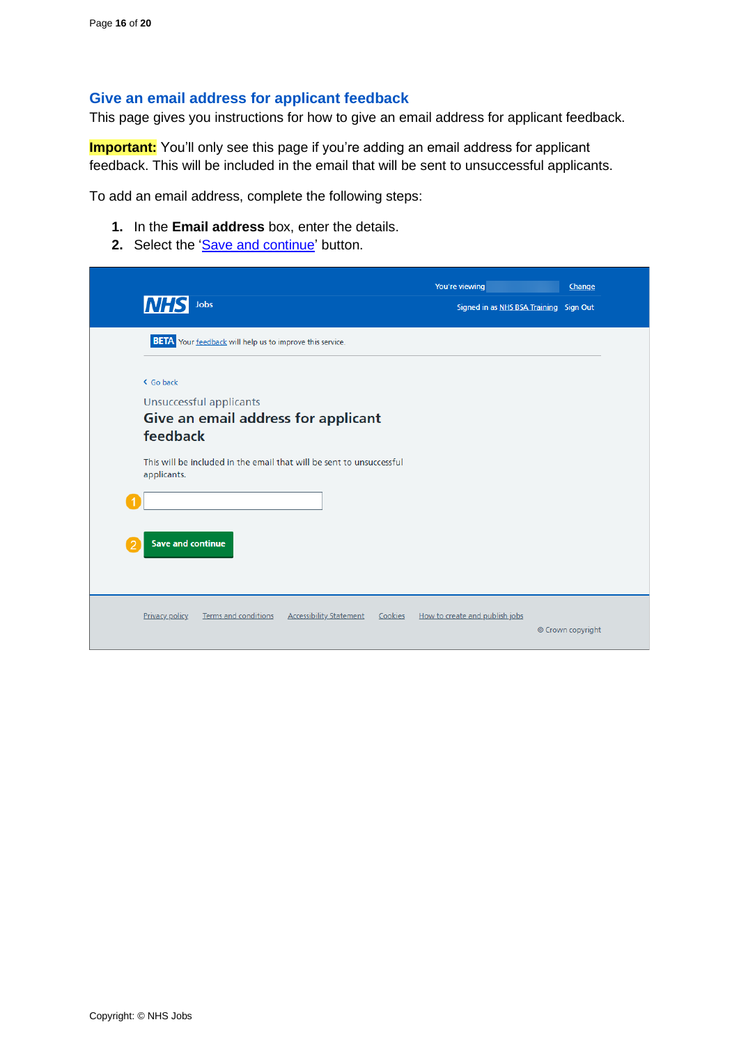## Give an email address for applicant feedback

This page gives you instructions for how to give an email address for applicant feedback.

**Important:** You'll only see this page if you're adding an email address for applicant feedback. This will be included in the email that will be sent to unsuccessful applicants.

To add an email address, complete the following steps:

1. In the **Email address** box, enter the details.
2. Select the 'Save and continue' button.

You're viewing Change

NHS Jobs

Signed in as NHS BSA Training Sign Out

BETA Your feedback will help us to improve this service.

Go back

Unsuccessful applicants

Give an email address for applicant feedback

This will be included in the email that will be sent to unsuccessful applicants.

1

2 Save and continue

Privacy policy Terms and conditions Accessibility Statement Cookies How to create and publish jobs

© Crown copyright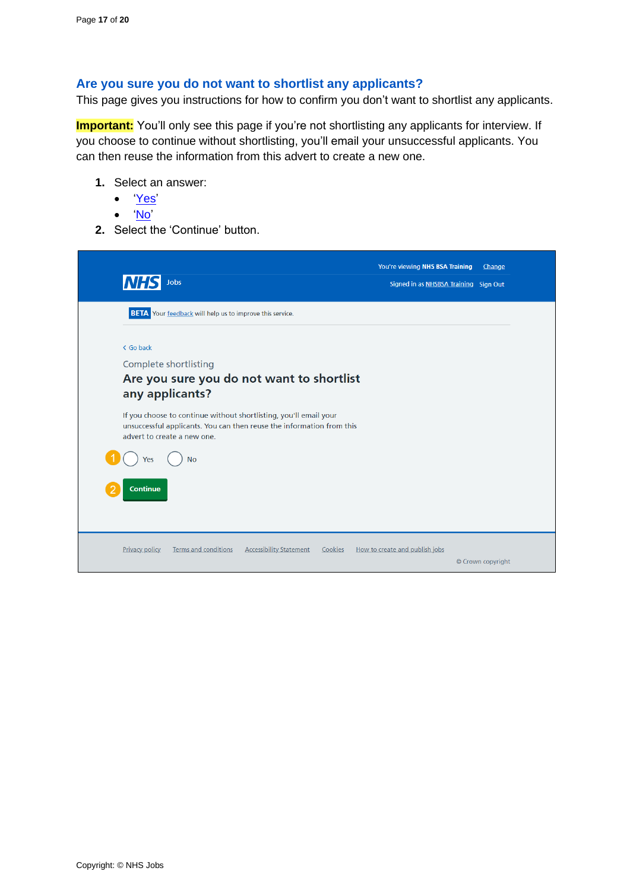## Are you sure you do not want to shortlist any applicants?

This page gives you instructions for how to confirm you don't want to shortlist any applicants.

**Important:** You'll only see this page if you're not shortlisting any applicants for interview. If you choose to continue without shortlisting, you'll email your unsuccessful applicants. You can then reuse the information from this advert to create a new one.

1. Select an answer:
   - 'Yes'
   - 'No'
2. Select the 'Continue' button.

You're viewing NHS BSA Training Change

NHS Jobs

Signed in as NHSBSA Training Sign Out

BETA Your feedback will help us to improve this service.

Go back

Complete shortlisting

Are you sure you do not want to shortlist any applicants?

If you choose to continue without shortlisting, you'll email your unsuccessful applicants. You can then reuse the information from this advert to create a new one.

1 Yes No

2 Continue

Privacy policy Terms and conditions Accessibility Statement Cookies How to create and publish jobs

© Crown copyright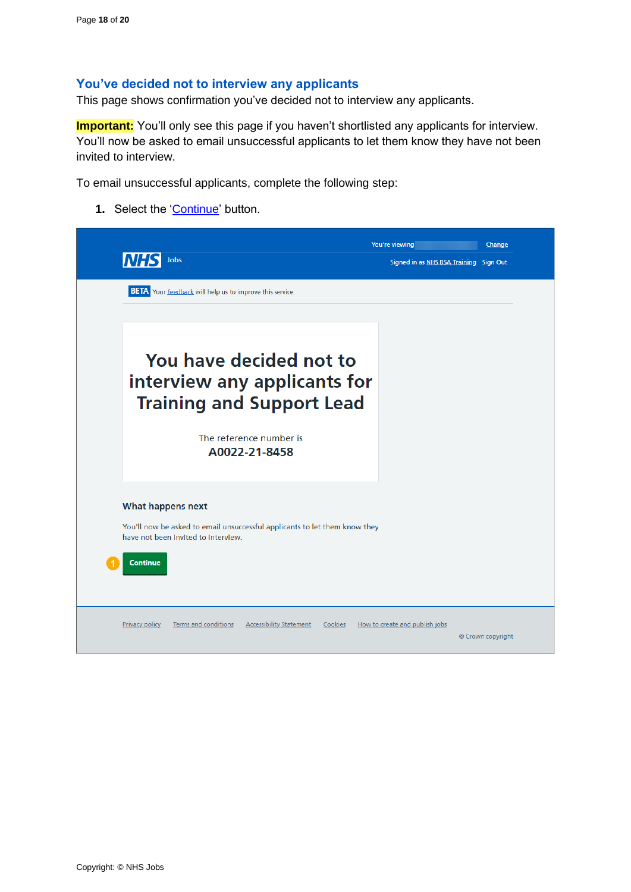## You've decided not to interview any applicants

This page shows confirmation you've decided not to interview any applicants.

**Important:** You'll only see this page if you haven't shortlisted any applicants for interview. You'll now be asked to email unsuccessful applicants to let them know they have not been invited to interview.

To email unsuccessful applicants, complete the following step:

1. Select the 'Continue' button.

You're viewing Change

NHS Jobs

Signed in as NHS BSA Training Sign Out

BETA Your feedback will help us to improve this service.

# You have decided not to interview any applicants for Training and Support Lead

The reference number is

**A0022-21-8458**

### What happens next

You'll now be asked to email unsuccessful applicants to let them know they have not been invited to interview.

Continue

Privacy policy Terms and conditions Accessibility Statement Cookies How to create and publish jobs

© Crown copyright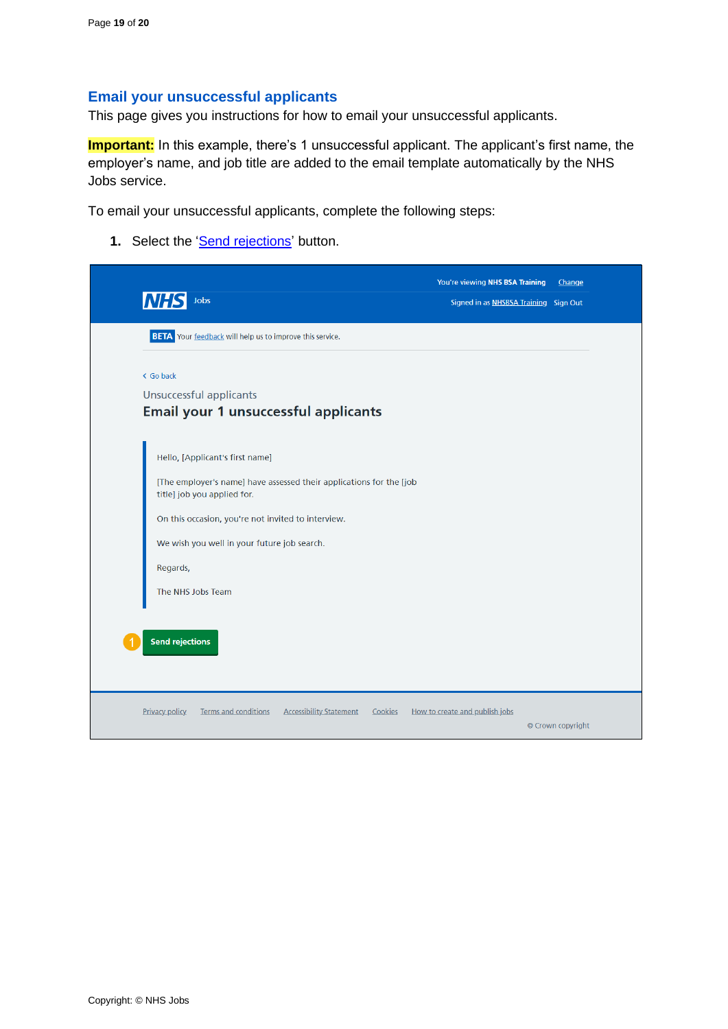## Email your unsuccessful applicants

This page gives you instructions for how to email your unsuccessful applicants.

**Important:** In this example, there's 1 unsuccessful applicant. The applicant's first name, the employer's name, and job title are added to the email template automatically by the NHS Jobs service.

To email your unsuccessful applicants, complete the following steps:

1. Select the 'Send rejections' button.

You're viewing NHS BSA Training Change

NHS Jobs

Signed in as NHSBSA Training Sign Out

BETA Your feedback will help us to improve this service.

< Go back

Unsuccessful applicants

**Email your 1 unsuccessful applicants**

Hello, [Applicant's first name]

[The employer's name] have assessed their applications for the [job title] job you applied for.

On this occasion, you're not invited to interview.

We wish you well in your future job search.

Regards,

The NHS Jobs Team

1 Send rejections

Privacy policy Terms and conditions Accessibility Statement Cookies How to create and publish jobs

© Crown copyright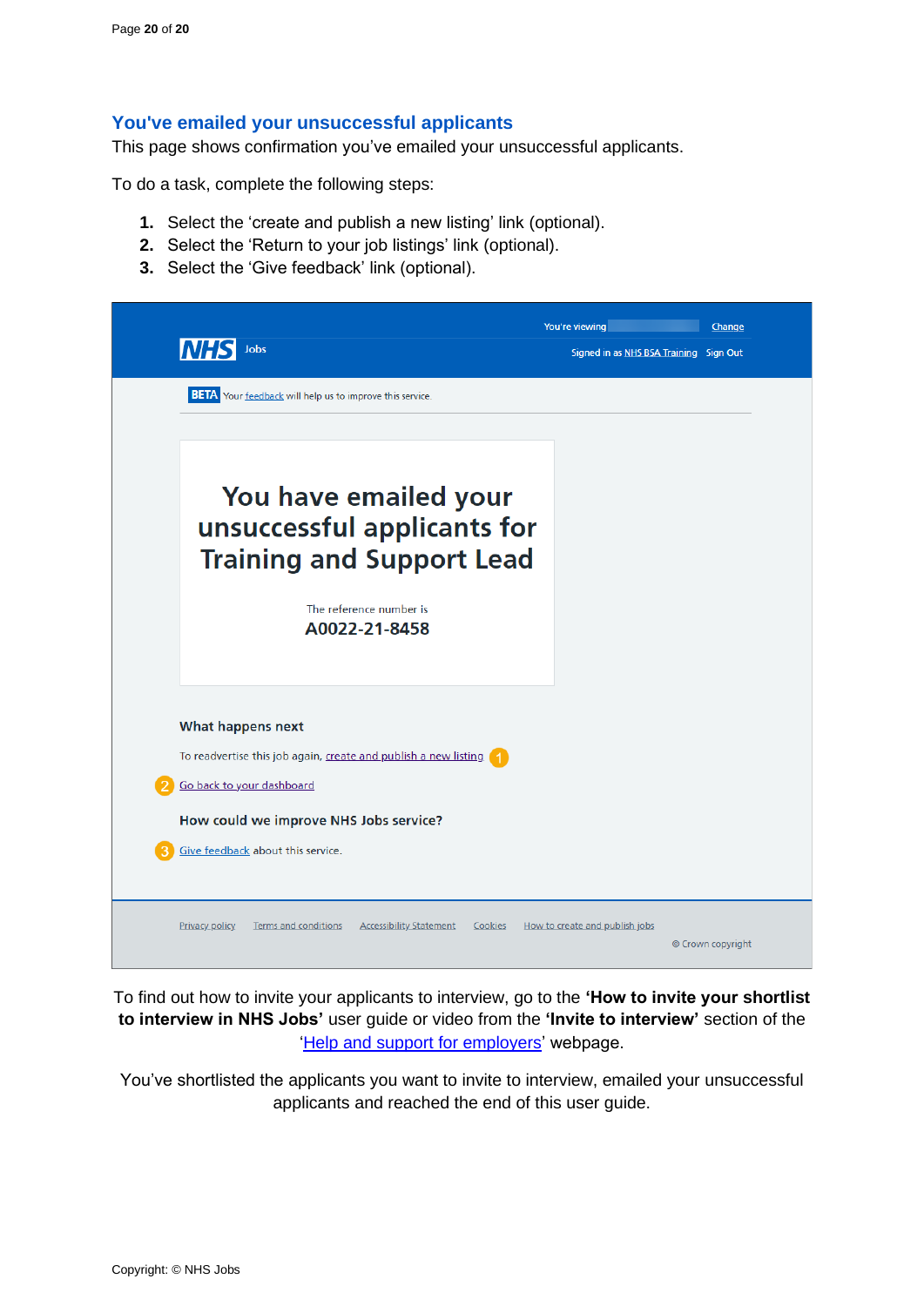## You've emailed your unsuccessful applicants

This page shows confirmation you've emailed your unsuccessful applicants.

To do a task, complete the following steps:

1. Select the 'create and publish a new listing' link (optional).
2. Select the 'Return to your job listings' link (optional).
3. Select the 'Give feedback' link (optional).

You're viewing Change

NHS Jobs

Signed in as NHS BSA Training Sign Out

BETA Your feedback will help us to improve this service.

You have emailed your unsuccessful applicants for Training and Support Lead

The reference number is

A0022-21-8458

What happens next

To readvertise this job again, create and publish a new listing 1

2 Go back to your dashboard

How could we improve NHS Jobs service?

3 Give feedback about this service.

Privacy policy Terms and conditions Accessibility Statement Cookies How to create and publish jobs

© Crown copyright

To find out how to invite your applicants to interview, go to the **'How to invite your shortlist to interview in NHS Jobs'** user guide or video from the **'Invite to interview'** section of the '[Help and support for employers](#)' webpage.

You've shortlisted the applicants you want to invite to interview, emailed your unsuccessful applicants and reached the end of this user guide.

Copyright: © NHS Jobs